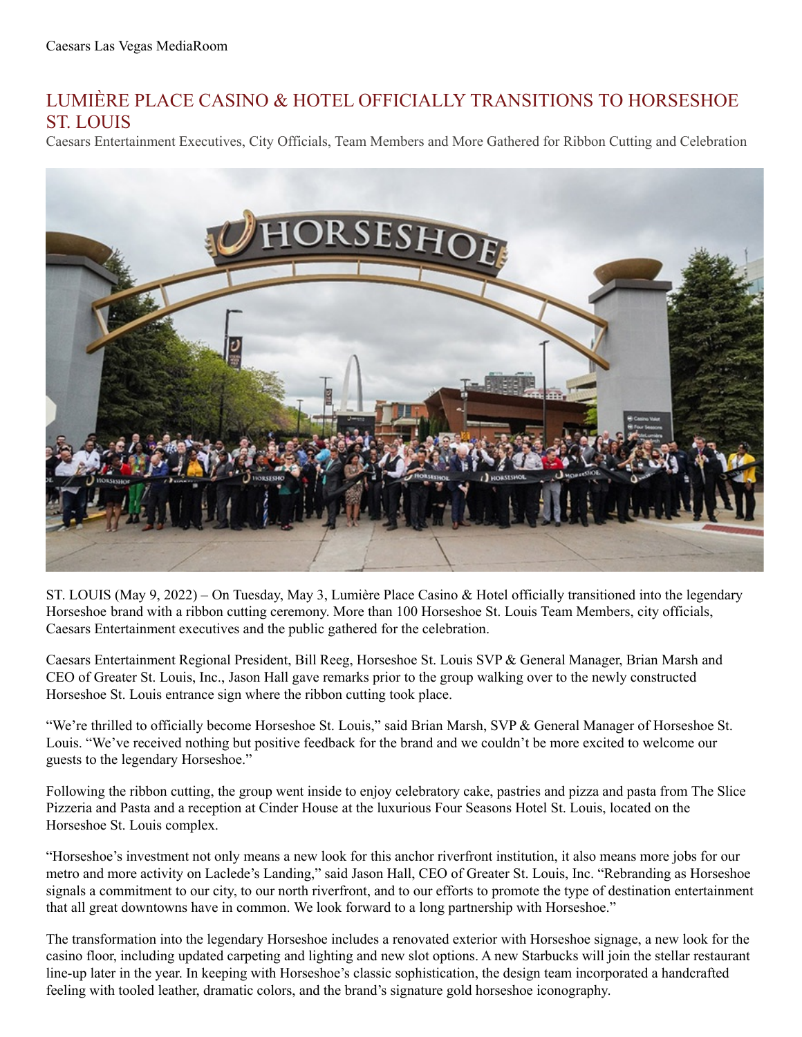Caesars Las Vegas MediaRoom

# LUMIÈRE PLACE CASINO & HOTEL OFFICIALLY TRANSITIONS TO HORSESHOE ST. LOUIS

Caesars Entertainment Executives, City Officials, Team Members and More Gathered for Ribbon Cutting and Celebration

ST. LOUIS (May 9, 2022) – On Tuesday, May 3, Lumière Place Casino & Hotel officially transitioned into the legendary Horseshoe brand with a ribbon cutting ceremony. More than 100 Horseshoe St. Louis Team Members, city officials, Caesars Entertainment executives and the public gathered for the celebration.

Caesars Entertainment Regional President, Bill Reeg, Horseshoe St. Louis SVP & General Manager, Brian Marsh and CEO of Greater St. Louis, Inc., Jason Hall gave remarks prior to the group walking over to the newly constructed Horseshoe St. Louis entrance sign where the ribbon cutting took place.

"We're thrilled to officially become Horseshoe St. Louis," said Brian Marsh, SVP & General Manager of Horseshoe St. Louis. "We've received nothing but positive feedback for the brand and we couldn't be more excited to welcome our guests to the legendary Horseshoe."

Following the ribbon cutting, the group went inside to enjoy celebratory cake, pastries and pizza and pasta from The Slice Pizzeria and Pasta and a reception at Cinder House at the luxurious Four Seasons Hotel St. Louis, located on the Horseshoe St. Louis complex.

"Horseshoe's investment not only means a new look for this anchor riverfront institution, it also means more jobs for our metro and more activity on Laclede's Landing," said Jason Hall, CEO of Greater St. Louis, Inc. "Rebranding as Horseshoe signals a commitment to our city, to our north riverfront, and to our efforts to promote the type of destination entertainment that all great downtowns have in common. We look forward to a long partnership with Horseshoe."

The transformation into the legendary Horseshoe includes a renovated exterior with Horseshoe signage, a new look for the casino floor, including updated carpeting and lighting and new slot options. A new Starbucks will join the stellar restaurant line-up later in the year. In keeping with Horseshoe's classic sophistication, the design team incorporated a handcrafted feeling with tooled leather, dramatic colors, and the brand's signature gold horseshoe iconography.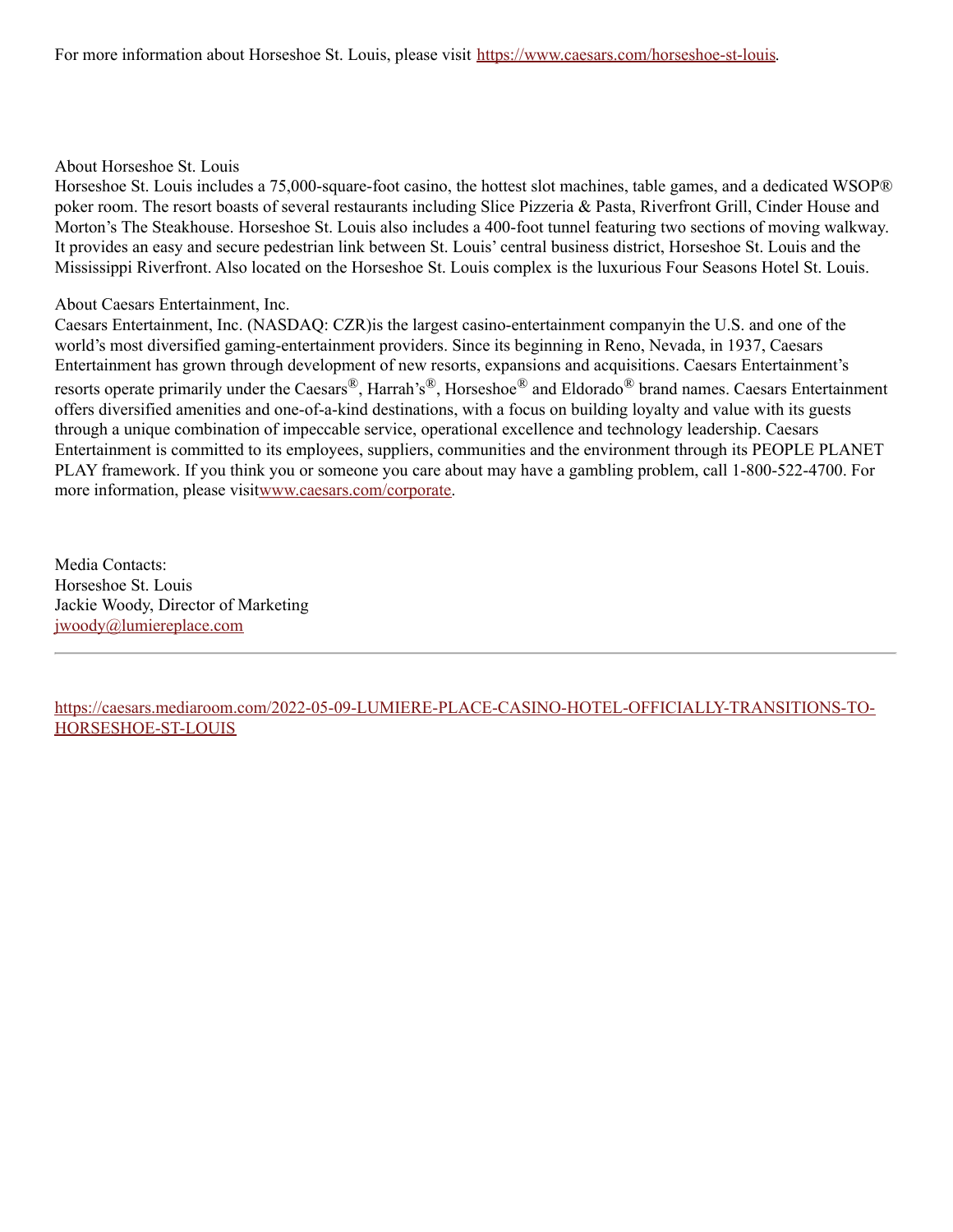For more information about Horseshoe St. Louis, please visit https://www.caesars.com/horseshoe-st-louis.

About Horseshoe St. Louis

Horseshoe St. Louis includes a 75,000-square-foot casino, the hottest slot machines, table games, and a dedicated WSOP® poker room. The resort boasts of several restaurants including Slice Pizzeria & Pasta, Riverfront Grill, Cinder House and Morton's The Steakhouse. Horseshoe St. Louis also includes a 400-foot tunnel featuring two sections of moving walkway. It provides an easy and secure pedestrian link between St. Louis' central business district, Horseshoe St. Louis and the Mississippi Riverfront. Also located on the Horseshoe St. Louis complex is the luxurious Four Seasons Hotel St. Louis.

About Caesars Entertainment, Inc.

Caesars Entertainment, Inc. (NASDAQ: CZR)is the largest casino-entertainment companyin the U.S. and one of the world's most diversified gaming-entertainment providers. Since its beginning in Reno, Nevada, in 1937, Caesars Entertainment has grown through development of new resorts, expansions and acquisitions. Caesars Entertainment's resorts operate primarily under the Caesars®, Harrah's®, Horseshoe® and Eldorado® brand names. Caesars Entertainment offers diversified amenities and one-of-a-kind destinations, with a focus on building loyalty and value with its guests through a unique combination of impeccable service, operational excellence and technology leadership. Caesars Entertainment is committed to its employees, suppliers, communities and the environment through its PEOPLE PLANET PLAY framework. If you think you or someone you care about may have a gambling problem, call 1-800-522-4700. For more information, please visitwww.caesars.com/corporate.

Media Contacts:
Horseshoe St. Louis
Jackie Woody, Director of Marketing
jwoody@lumiereplace.com

---

https://caesars.mediaroom.com/2022-05-09-LUMIERE-PLACE-CASINO-HOTEL-OFFICIALLY-TRANSITIONS-TO-HORSESHOE-ST-LOUIS